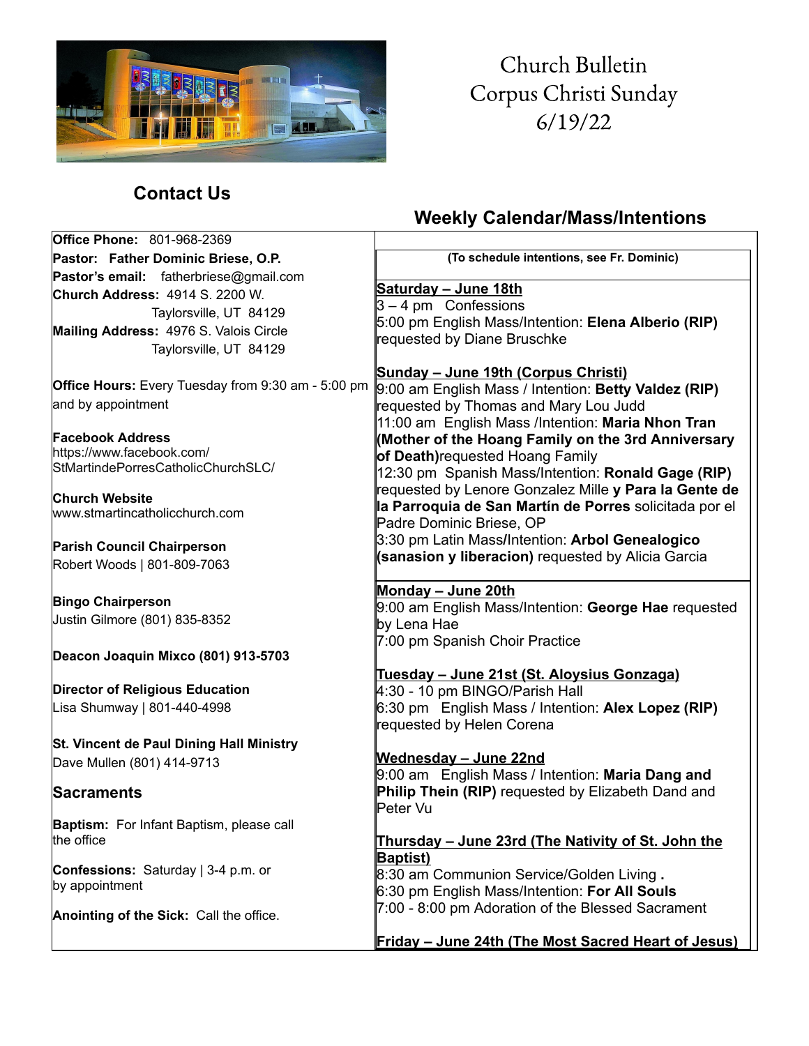# Church Bulletin
# Corpus Christi Sunday
# 6/19/22

## Contact Us

**Office Phone:** 801-968-2369
**Pastor: Father Dominic Briese, O.P.**
**Pastor's email:** fatherbriese@gmail.com
**Church Address:** 4914 S. 2200 W.
Taylorsville, UT 84129
**Mailing Address:** 4976 S. Valois Circle
Taylorsville, UT 84129

**Office Hours:** Every Tuesday from 9:30 am - 5:00 pm and by appointment

**Facebook Address**
https://www.facebook.com/StMartindePorresCatholicChurchSLC/

**Church Website**
www.stmartincatholicchurch.com

**Parish Council Chairperson**
Robert Woods | 801-809-7063

**Bingo Chairperson**
Justin Gilmore (801) 835-8352

**Deacon Joaquin Mixco (801) 913-5703**

**Director of Religious Education**
Lisa Shumway | 801-440-4998

**St. Vincent de Paul Dining Hall Ministry**
Dave Mullen (801) 414-9713

### Sacraments

**Baptism:** For Infant Baptism, please call the office

**Confessions:** Saturday | 3-4 p.m. or by appointment

**Anointing of the Sick:** Call the office.

## Weekly Calendar/Mass/Intentions

**(To schedule intentions, see Fr. Dominic)**

**Saturday – June 18th**
3 – 4 pm Confessions
5:00 pm English Mass/Intention: **Elena Alberio (RIP)** requested by Diane Bruschke

**Sunday – June 19th (Corpus Christi)**
9:00 am English Mass / Intention: **Betty Valdez (RIP)** requested by Thomas and Mary Lou Judd
11:00 am English Mass /Intention: **Maria Nhon Tran (Mother of the Hoang Family on the 3rd Anniversary of Death)** requested Hoang Family
12:30 pm Spanish Mass/Intention: **Ronald Gage (RIP)** requested by Lenore Gonzalez Mille **y Para la Gente de la Parroquia de San Martín de Porres** solicitada por el Padre Dominic Briese, OP
3:30 pm Latin Mass/Intention: **Arbol Genealogico (sanasion y liberacion)** requested by Alicia Garcia

**Monday – June 20th**
9:00 am English Mass/Intention: **George Hae** requested by Lena Hae
7:00 pm Spanish Choir Practice

**Tuesday – June 21st (St. Aloysius Gonzaga)**
4:30 - 10 pm BINGO/Parish Hall
6:30 pm English Mass / Intention: **Alex Lopez (RIP)** requested by Helen Corena

**Wednesday – June 22nd**
9:00 am English Mass / Intention: **Maria Dang and Philip Thein (RIP)** requested by Elizabeth Dand and Peter Vu

**Thursday – June 23rd (The Nativity of St. John the Baptist)**
8:30 am Communion Service/Golden Living **.**
6:30 pm English Mass/Intention: **For All Souls**
7:00 - 8:00 pm Adoration of the Blessed Sacrament

**Friday – June 24th (The Most Sacred Heart of Jesus)**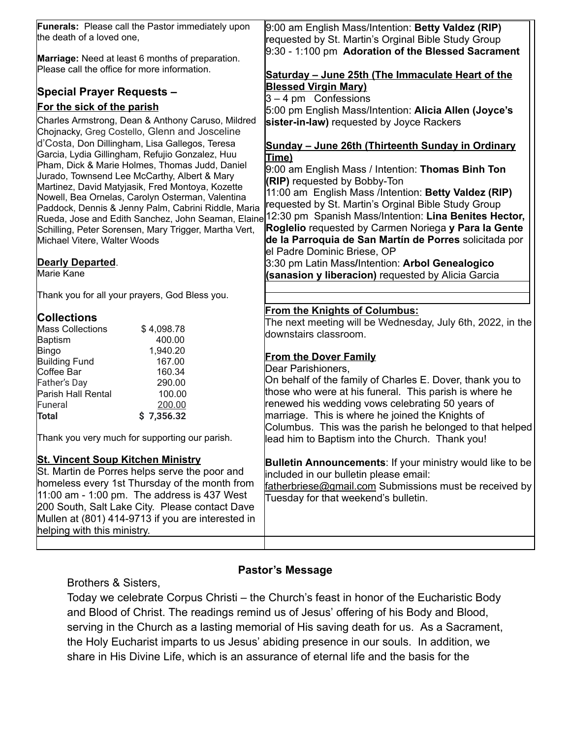**Funerals:** Please call the Pastor immediately upon the death of a loved one,

**Marriage:** Need at least 6 months of preparation. Please call the office for more information.

## Special Prayer Requests –

### For the sick of the parish

Charles Armstrong, Dean & Anthony Caruso, Mildred Chojnacky, Greg Costello, Glenn and Josceline d'Costa, Don Dillingham, Lisa Gallegos, Teresa Garcia, Lydia Gillingham, Refujio Gonzalez, Huu Pham, Dick & Marie Holmes, Thomas Judd, Daniel Jurado, Townsend Lee McCarthy, Albert & Mary Martinez, David Matyjasik, Fred Montoya, Kozette Nowell, Bea Ornelas, Carolyn Osterman, Valentina Paddock, Dennis & Jenny Palm, Cabrini Riddle, Maria Rueda, Jose and Edith Sanchez, John Seaman, Elaine Schilling, Peter Sorensen, Mary Trigger, Martha Vert, Michael Vitere, Walter Woods

### Dearly Departed.

Marie Kane

Thank you for all your prayers, God Bless you.

## Collections

| | |
|---|---|
| Mass Collections | $ 4,098.78 |
| Baptism | 400.00 |
| Bingo | 1,940.20 |
| Building Fund | 167.00 |
| Coffee Bar | 160.34 |
| Father's Day | 290.00 |
| Parish Hall Rental | 100.00 |
| Funeral | 200.00 |
| **Total** | **$ 7,356.32** |

Thank you very much for supporting our parish.

### St. Vincent Soup Kitchen Ministry

St. Martin de Porres helps serve the poor and homeless every 1st Thursday of the month from 11:00 am - 1:00 pm. The address is 437 West 200 South, Salt Lake City. Please contact Dave Mullen at (801) 414-9713 if you are interested in helping with this ministry.

9:00 am English Mass/Intention: **Betty Valdez (RIP)** requested by St. Martin's Orginal Bible Study Group
9:30 - 1:100 pm **Adoration of the Blessed Sacrament**

### Saturday – June 25th (The Immaculate Heart of the Blessed Virgin Mary)

3 – 4 pm Confessions
5:00 pm English Mass/Intention: **Alicia Allen (Joyce's sister-in-law)** requested by Joyce Rackers

### Sunday – June 26th (Thirteenth Sunday in Ordinary Time)

9:00 am English Mass / Intention: **Thomas Binh Ton (RIP)** requested by Bobby-Ton
11:00 am English Mass /Intention: **Betty Valdez (RIP)** requested by St. Martin's Orginal Bible Study Group
12:30 pm Spanish Mass/Intention: **Lina Benites Hector, Roglelio** requested by Carmen Noriega **y Para la Gente de la Parroquia de San Martín de Porres** solicitada por el Padre Dominic Briese, OP
3:30 pm Latin Mass/Intention: **Arbol Genealogico (sanasion y liberacion)** requested by Alicia Garcia

### From the Knights of Columbus:

The next meeting will be Wednesday, July 6th, 2022, in the downstairs classroom.

### From the Dover Family

Dear Parishioners,
On behalf of the family of Charles E. Dover, thank you to those who were at his funeral. This parish is where he renewed his wedding vows celebrating 50 years of marriage. This is where he joined the Knights of Columbus. This was the parish he belonged to that helped lead him to Baptism into the Church. Thank you!

**Bulletin Announcements**: If your ministry would like to be included in our bulletin please email: fatherbriese@gmail.com Submissions must be received by Tuesday for that weekend's bulletin.

## Pastor's Message

Brothers & Sisters,
Today we celebrate Corpus Christi – the Church's feast in honor of the Eucharistic Body and Blood of Christ. The readings remind us of Jesus' offering of his Body and Blood, serving in the Church as a lasting memorial of His saving death for us. As a Sacrament, the Holy Eucharist imparts to us Jesus' abiding presence in our souls. In addition, we share in His Divine Life, which is an assurance of eternal life and the basis for the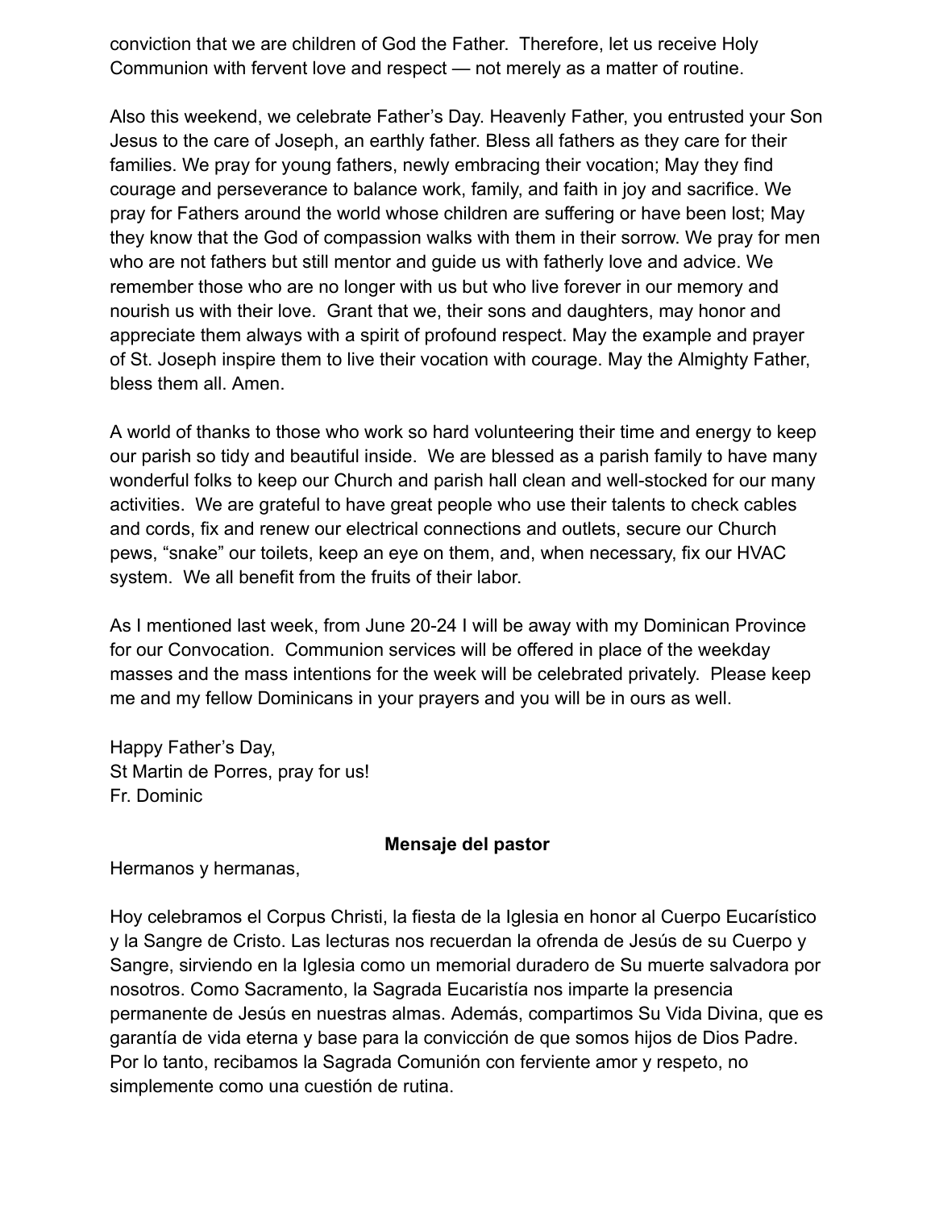conviction that we are children of God the Father.  Therefore, let us receive Holy Communion with fervent love and respect — not merely as a matter of routine.

Also this weekend, we celebrate Father's Day. Heavenly Father, you entrusted your Son Jesus to the care of Joseph, an earthly father. Bless all fathers as they care for their families. We pray for young fathers, newly embracing their vocation; May they find courage and perseverance to balance work, family, and faith in joy and sacrifice. We pray for Fathers around the world whose children are suffering or have been lost; May they know that the God of compassion walks with them in their sorrow. We pray for men who are not fathers but still mentor and guide us with fatherly love and advice. We remember those who are no longer with us but who live forever in our memory and nourish us with their love.  Grant that we, their sons and daughters, may honor and appreciate them always with a spirit of profound respect. May the example and prayer of St. Joseph inspire them to live their vocation with courage. May the Almighty Father, bless them all. Amen.

A world of thanks to those who work so hard volunteering their time and energy to keep our parish so tidy and beautiful inside.  We are blessed as a parish family to have many wonderful folks to keep our Church and parish hall clean and well-stocked for our many activities.  We are grateful to have great people who use their talents to check cables and cords, fix and renew our electrical connections and outlets, secure our Church pews, "snake" our toilets, keep an eye on them, and, when necessary, fix our HVAC system.  We all benefit from the fruits of their labor.

As I mentioned last week, from June 20-24 I will be away with my Dominican Province for our Convocation.  Communion services will be offered in place of the weekday masses and the mass intentions for the week will be celebrated privately.  Please keep me and my fellow Dominicans in your prayers and you will be in ours as well.

Happy Father's Day,
St Martin de Porres, pray for us!
Fr. Dominic

**Mensaje del pastor**

Hermanos y hermanas,

Hoy celebramos el Corpus Christi, la fiesta de la Iglesia en honor al Cuerpo Eucarístico y la Sangre de Cristo. Las lecturas nos recuerdan la ofrenda de Jesús de su Cuerpo y Sangre, sirviendo en la Iglesia como un memorial duradero de Su muerte salvadora por nosotros. Como Sacramento, la Sagrada Eucaristía nos imparte la presencia permanente de Jesús en nuestras almas. Además, compartimos Su Vida Divina, que es garantía de vida eterna y base para la convicción de que somos hijos de Dios Padre. Por lo tanto, recibamos la Sagrada Comunión con ferviente amor y respeto, no simplemente como una cuestión de rutina.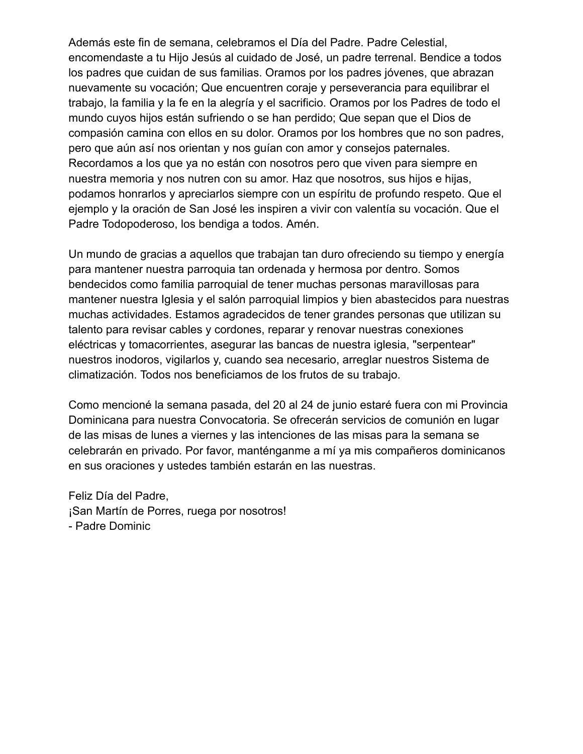Además este fin de semana, celebramos el Día del Padre. Padre Celestial, encomendaste a tu Hijo Jesús al cuidado de José, un padre terrenal. Bendice a todos los padres que cuidan de sus familias. Oramos por los padres jóvenes, que abrazan nuevamente su vocación; Que encuentren coraje y perseverancia para equilibrar el trabajo, la familia y la fe en la alegría y el sacrificio. Oramos por los Padres de todo el mundo cuyos hijos están sufriendo o se han perdido; Que sepan que el Dios de compasión camina con ellos en su dolor. Oramos por los hombres que no son padres, pero que aún así nos orientan y nos guían con amor y consejos paternales. Recordamos a los que ya no están con nosotros pero que viven para siempre en nuestra memoria y nos nutren con su amor. Haz que nosotros, sus hijos e hijas, podamos honrarlos y apreciarlos siempre con un espíritu de profundo respeto. Que el ejemplo y la oración de San José les inspiren a vivir con valentía su vocación. Que el Padre Todopoderoso, los bendiga a todos. Amén.

Un mundo de gracias a aquellos que trabajan tan duro ofreciendo su tiempo y energía para mantener nuestra parroquia tan ordenada y hermosa por dentro. Somos bendecidos como familia parroquial de tener muchas personas maravillosas para mantener nuestra Iglesia y el salón parroquial limpios y bien abastecidos para nuestras muchas actividades. Estamos agradecidos de tener grandes personas que utilizan su talento para revisar cables y cordones, reparar y renovar nuestras conexiones eléctricas y tomacorrientes, asegurar las bancas de nuestra iglesia, "serpentear" nuestros inodoros, vigilarlos y, cuando sea necesario, arreglar nuestros Sistema de climatización. Todos nos beneficiamos de los frutos de su trabajo.

Como mencioné la semana pasada, del 20 al 24 de junio estaré fuera con mi Provincia Dominicana para nuestra Convocatoria. Se ofrecerán servicios de comunión en lugar de las misas de lunes a viernes y las intenciones de las misas para la semana se celebrarán en privado. Por favor, manténganme a mí ya mis compañeros dominicanos en sus oraciones y ustedes también estarán en las nuestras.

Feliz Día del Padre,
¡San Martín de Porres, ruega por nosotros!
- Padre Dominic